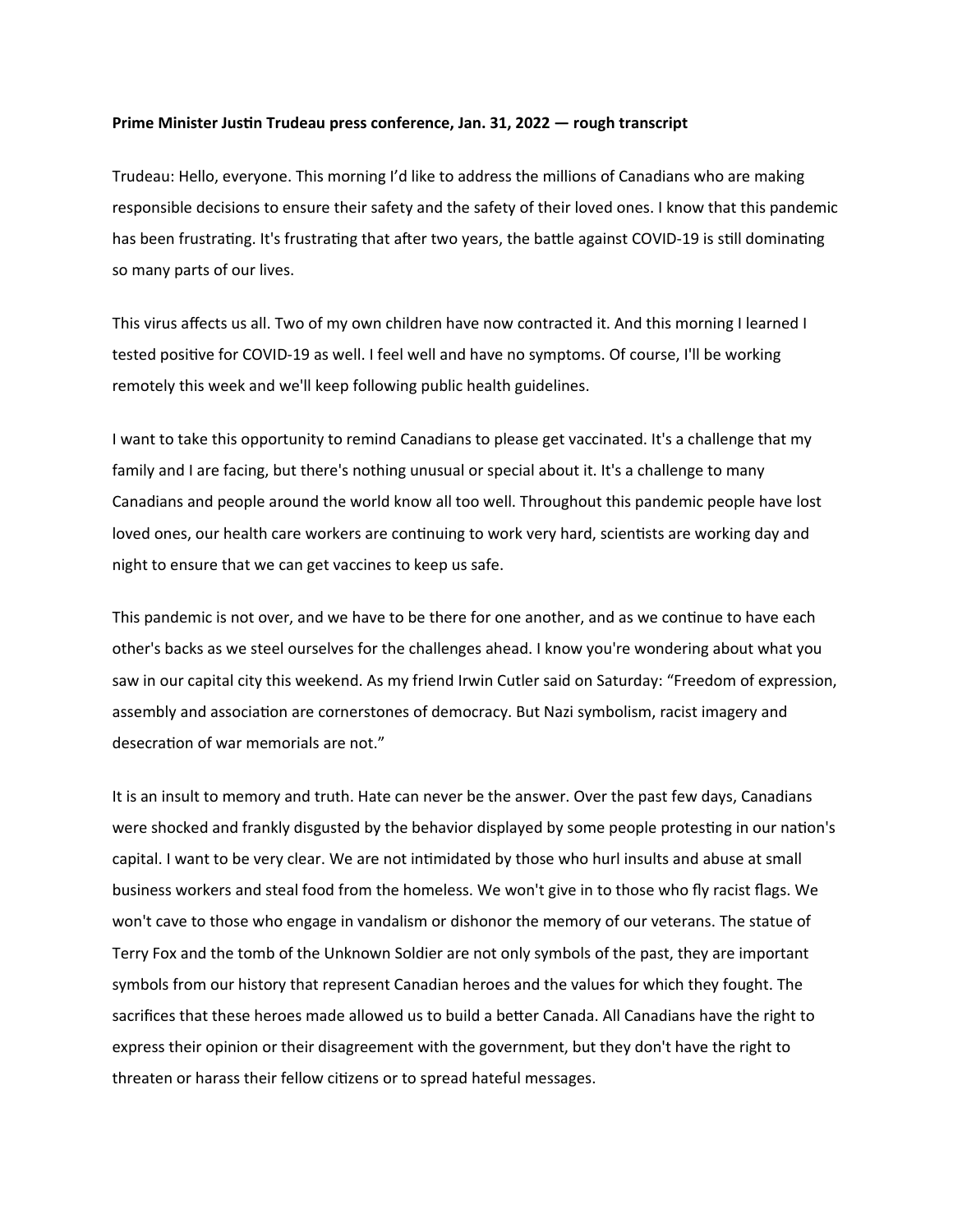**Prime Minister Justin Trudeau press conference, Jan. 31, 2022 — rough transcript**

Trudeau: Hello, everyone. This morning I'd like to address the millions of Canadians who are making responsible decisions to ensure their safety and the safety of their loved ones. I know that this pandemic has been frustrating. It's frustrating that after two years, the battle against COVID-19 is still dominating so many parts of our lives.

This virus affects us all. Two of my own children have now contracted it. And this morning I learned I tested positive for COVID-19 as well. I feel well and have no symptoms. Of course, I'll be working remotely this week and we'll keep following public health guidelines.

I want to take this opportunity to remind Canadians to please get vaccinated. It's a challenge that my family and I are facing, but there's nothing unusual or special about it. It's a challenge to many Canadians and people around the world know all too well. Throughout this pandemic people have lost loved ones, our health care workers are continuing to work very hard, scientists are working day and night to ensure that we can get vaccines to keep us safe.

This pandemic is not over, and we have to be there for one another, and as we continue to have each other's backs as we steel ourselves for the challenges ahead. I know you're wondering about what you saw in our capital city this weekend. As my friend Irwin Cutler said on Saturday: "Freedom of expression, assembly and association are cornerstones of democracy. But Nazi symbolism, racist imagery and desecration of war memorials are not."

It is an insult to memory and truth. Hate can never be the answer. Over the past few days, Canadians were shocked and frankly disgusted by the behavior displayed by some people protesting in our nation's capital. I want to be very clear. We are not intimidated by those who hurl insults and abuse at small business workers and steal food from the homeless. We won't give in to those who fly racist flags. We won't cave to those who engage in vandalism or dishonor the memory of our veterans. The statue of Terry Fox and the tomb of the Unknown Soldier are not only symbols of the past, they are important symbols from our history that represent Canadian heroes and the values for which they fought. The sacrifices that these heroes made allowed us to build a better Canada. All Canadians have the right to express their opinion or their disagreement with the government, but they don't have the right to threaten or harass their fellow citizens or to spread hateful messages.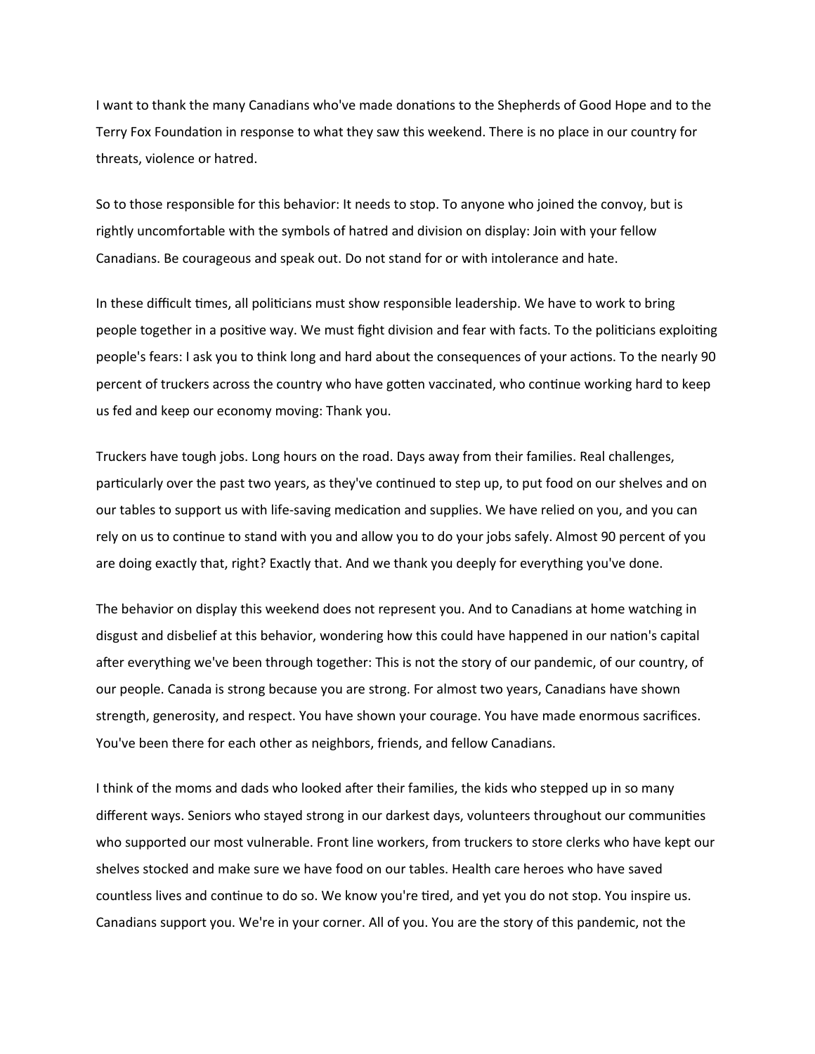I want to thank the many Canadians who've made donations to the Shepherds of Good Hope and to the Terry Fox Foundation in response to what they saw this weekend. There is no place in our country for threats, violence or hatred.

So to those responsible for this behavior: It needs to stop. To anyone who joined the convoy, but is rightly uncomfortable with the symbols of hatred and division on display: Join with your fellow Canadians. Be courageous and speak out. Do not stand for or with intolerance and hate.

In these difficult times, all politicians must show responsible leadership. We have to work to bring people together in a positive way. We must fight division and fear with facts. To the politicians exploiting people's fears: I ask you to think long and hard about the consequences of your actions. To the nearly 90 percent of truckers across the country who have gotten vaccinated, who continue working hard to keep us fed and keep our economy moving: Thank you.

Truckers have tough jobs. Long hours on the road. Days away from their families. Real challenges, particularly over the past two years, as they've continued to step up, to put food on our shelves and on our tables to support us with life-saving medication and supplies. We have relied on you, and you can rely on us to continue to stand with you and allow you to do your jobs safely. Almost 90 percent of you are doing exactly that, right? Exactly that. And we thank you deeply for everything you've done.

The behavior on display this weekend does not represent you. And to Canadians at home watching in disgust and disbelief at this behavior, wondering how this could have happened in our nation's capital after everything we've been through together: This is not the story of our pandemic, of our country, of our people. Canada is strong because you are strong. For almost two years, Canadians have shown strength, generosity, and respect. You have shown your courage. You have made enormous sacrifices. You've been there for each other as neighbors, friends, and fellow Canadians.

I think of the moms and dads who looked after their families, the kids who stepped up in so many different ways. Seniors who stayed strong in our darkest days, volunteers throughout our communities who supported our most vulnerable. Front line workers, from truckers to store clerks who have kept our shelves stocked and make sure we have food on our tables. Health care heroes who have saved countless lives and continue to do so. We know you're tired, and yet you do not stop. You inspire us. Canadians support you. We're in your corner. All of you. You are the story of this pandemic, not the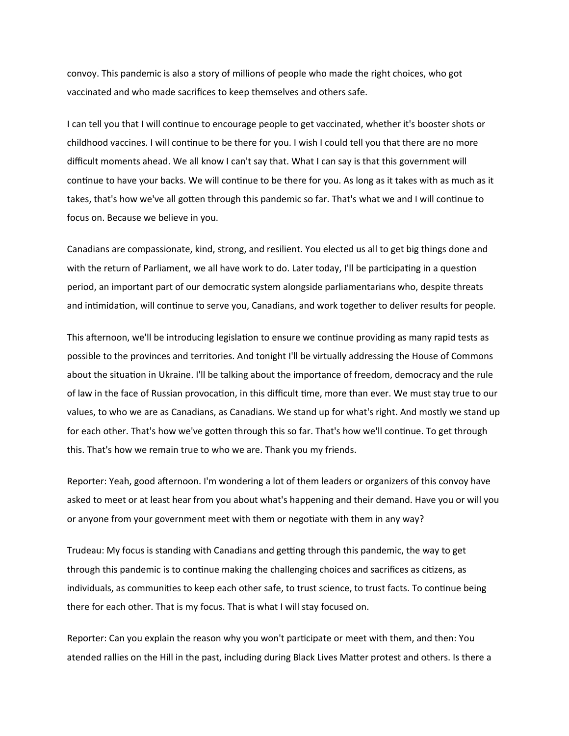convoy. This pandemic is also a story of millions of people who made the right choices, who got vaccinated and who made sacrifices to keep themselves and others safe.

I can tell you that I will continue to encourage people to get vaccinated, whether it's booster shots or childhood vaccines. I will continue to be there for you. I wish I could tell you that there are no more difficult moments ahead. We all know I can't say that. What I can say is that this government will continue to have your backs. We will continue to be there for you. As long as it takes with as much as it takes, that's how we've all gotten through this pandemic so far. That's what we and I will continue to focus on. Because we believe in you.

Canadians are compassionate, kind, strong, and resilient. You elected us all to get big things done and with the return of Parliament, we all have work to do. Later today, I'll be participating in a question period, an important part of our democratic system alongside parliamentarians who, despite threats and intimidation, will continue to serve you, Canadians, and work together to deliver results for people.

This afternoon, we'll be introducing legislation to ensure we continue providing as many rapid tests as possible to the provinces and territories. And tonight I'll be virtually addressing the House of Commons about the situation in Ukraine. I'll be talking about the importance of freedom, democracy and the rule of law in the face of Russian provocation, in this difficult time, more than ever. We must stay true to our values, to who we are as Canadians, as Canadians. We stand up for what's right. And mostly we stand up for each other. That's how we've gotten through this so far. That's how we'll continue. To get through this. That's how we remain true to who we are. Thank you my friends.

Reporter: Yeah, good afternoon. I'm wondering a lot of them leaders or organizers of this convoy have asked to meet or at least hear from you about what's happening and their demand. Have you or will you or anyone from your government meet with them or negotiate with them in any way?

Trudeau: My focus is standing with Canadians and getting through this pandemic, the way to get through this pandemic is to continue making the challenging choices and sacrifices as citizens, as individuals, as communities to keep each other safe, to trust science, to trust facts. To continue being there for each other. That is my focus. That is what I will stay focused on.

Reporter: Can you explain the reason why you won't participate or meet with them, and then: You atended rallies on the Hill in the past, including during Black Lives Matter protest and others. Is there a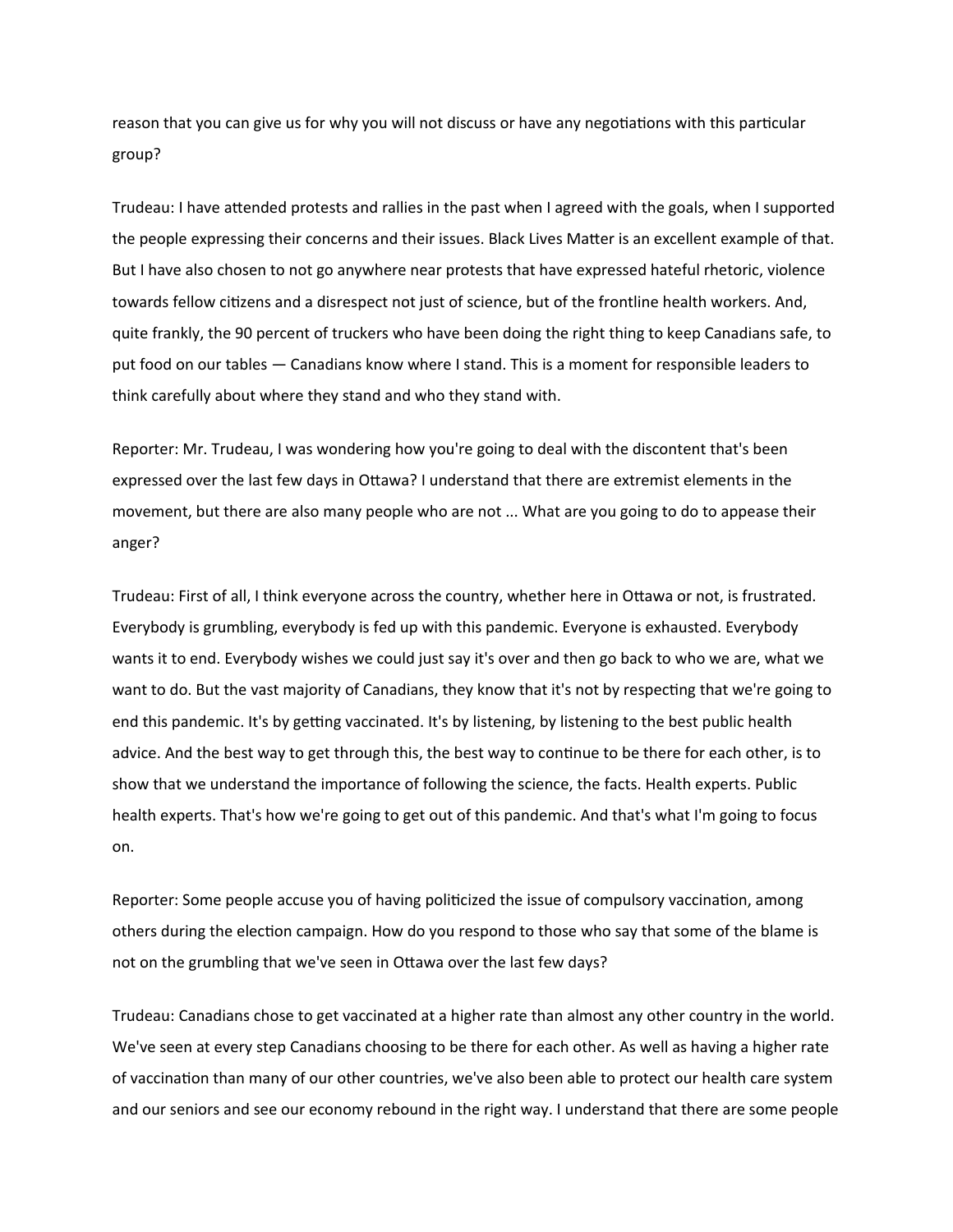reason that you can give us for why you will not discuss or have any negotiations with this particular group?

Trudeau: I have attended protests and rallies in the past when I agreed with the goals, when I supported the people expressing their concerns and their issues. Black Lives Matter is an excellent example of that. But I have also chosen to not go anywhere near protests that have expressed hateful rhetoric, violence towards fellow citizens and a disrespect not just of science, but of the frontline health workers. And, quite frankly, the 90 percent of truckers who have been doing the right thing to keep Canadians safe, to put food on our tables — Canadians know where I stand. This is a moment for responsible leaders to think carefully about where they stand and who they stand with.

Reporter: Mr. Trudeau, I was wondering how you're going to deal with the discontent that's been expressed over the last few days in Ottawa? I understand that there are extremist elements in the movement, but there are also many people who are not ... What are you going to do to appease their anger?

Trudeau: First of all, I think everyone across the country, whether here in Ottawa or not, is frustrated. Everybody is grumbling, everybody is fed up with this pandemic. Everyone is exhausted. Everybody wants it to end. Everybody wishes we could just say it's over and then go back to who we are, what we want to do. But the vast majority of Canadians, they know that it's not by respecting that we're going to end this pandemic. It's by getting vaccinated. It's by listening, by listening to the best public health advice. And the best way to get through this, the best way to continue to be there for each other, is to show that we understand the importance of following the science, the facts. Health experts. Public health experts. That's how we're going to get out of this pandemic. And that's what I'm going to focus on.

Reporter: Some people accuse you of having politicized the issue of compulsory vaccination, among others during the election campaign. How do you respond to those who say that some of the blame is not on the grumbling that we've seen in Ottawa over the last few days?

Trudeau: Canadians chose to get vaccinated at a higher rate than almost any other country in the world. We've seen at every step Canadians choosing to be there for each other. As well as having a higher rate of vaccination than many of our other countries, we've also been able to protect our health care system and our seniors and see our economy rebound in the right way. I understand that there are some people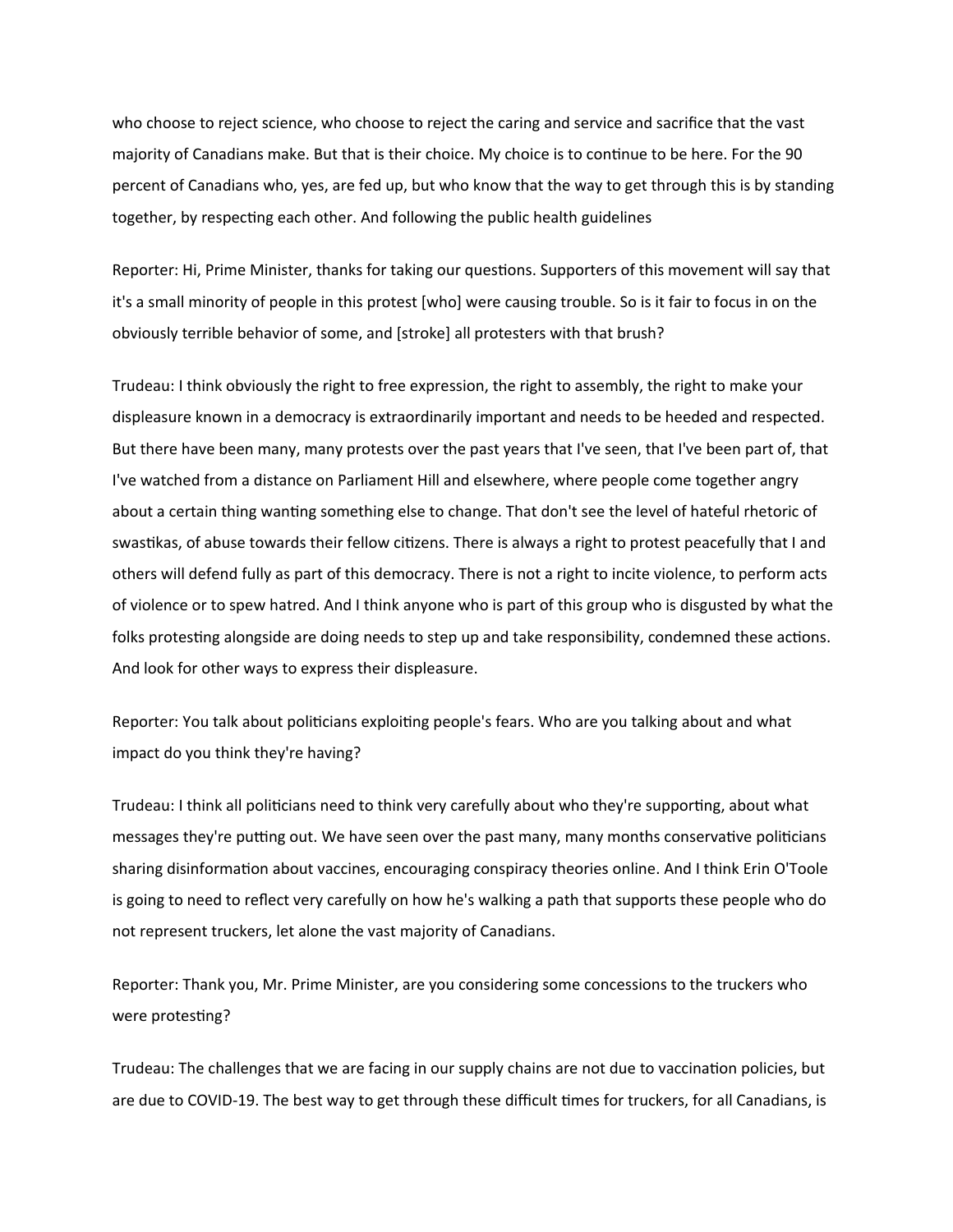who choose to reject science, who choose to reject the caring and service and sacrifice that the vast majority of Canadians make. But that is their choice. My choice is to continue to be here. For the 90 percent of Canadians who, yes, are fed up, but who know that the way to get through this is by standing together, by respecting each other. And following the public health guidelines

Reporter: Hi, Prime Minister, thanks for taking our questions. Supporters of this movement will say that it's a small minority of people in this protest [who] were causing trouble. So is it fair to focus in on the obviously terrible behavior of some, and [stroke] all protesters with that brush?

Trudeau: I think obviously the right to free expression, the right to assembly, the right to make your displeasure known in a democracy is extraordinarily important and needs to be heeded and respected. But there have been many, many protests over the past years that I've seen, that I've been part of, that I've watched from a distance on Parliament Hill and elsewhere, where people come together angry about a certain thing wanting something else to change. That don't see the level of hateful rhetoric of swastikas, of abuse towards their fellow citizens. There is always a right to protest peacefully that I and others will defend fully as part of this democracy. There is not a right to incite violence, to perform acts of violence or to spew hatred. And I think anyone who is part of this group who is disgusted by what the folks protesting alongside are doing needs to step up and take responsibility, condemned these actions. And look for other ways to express their displeasure.

Reporter: You talk about politicians exploiting people's fears. Who are you talking about and what impact do you think they're having?

Trudeau: I think all politicians need to think very carefully about who they're supporting, about what messages they're putting out. We have seen over the past many, many months conservative politicians sharing disinformation about vaccines, encouraging conspiracy theories online. And I think Erin O'Toole is going to need to reflect very carefully on how he's walking a path that supports these people who do not represent truckers, let alone the vast majority of Canadians.

Reporter: Thank you, Mr. Prime Minister, are you considering some concessions to the truckers who were protesting?

Trudeau: The challenges that we are facing in our supply chains are not due to vaccination policies, but are due to COVID-19. The best way to get through these difficult times for truckers, for all Canadians, is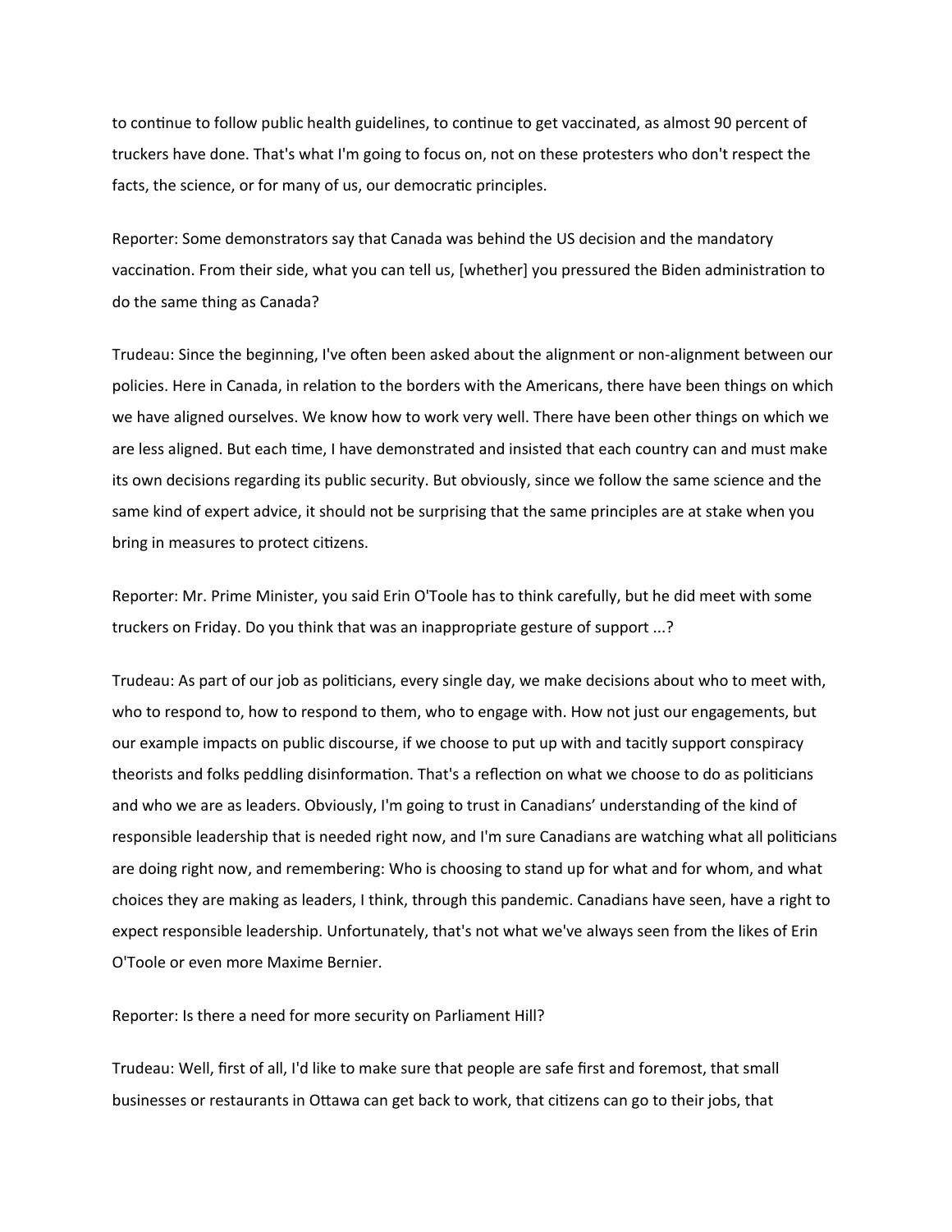to continue to follow public health guidelines, to continue to get vaccinated, as almost 90 percent of truckers have done. That's what I'm going to focus on, not on these protesters who don't respect the facts, the science, or for many of us, our democratic principles.

Reporter: Some demonstrators say that Canada was behind the US decision and the mandatory vaccination. From their side, what you can tell us, [whether] you pressured the Biden administration to do the same thing as Canada?

Trudeau: Since the beginning, I've often been asked about the alignment or non-alignment between our policies. Here in Canada, in relation to the borders with the Americans, there have been things on which we have aligned ourselves. We know how to work very well. There have been other things on which we are less aligned. But each time, I have demonstrated and insisted that each country can and must make its own decisions regarding its public security. But obviously, since we follow the same science and the same kind of expert advice, it should not be surprising that the same principles are at stake when you bring in measures to protect citizens.

Reporter: Mr. Prime Minister, you said Erin O'Toole has to think carefully, but he did meet with some truckers on Friday. Do you think that was an inappropriate gesture of support ...?

Trudeau: As part of our job as politicians, every single day, we make decisions about who to meet with, who to respond to, how to respond to them, who to engage with. How not just our engagements, but our example impacts on public discourse, if we choose to put up with and tacitly support conspiracy theorists and folks peddling disinformation. That's a reflection on what we choose to do as politicians and who we are as leaders. Obviously, I'm going to trust in Canadians' understanding of the kind of responsible leadership that is needed right now, and I'm sure Canadians are watching what all politicians are doing right now, and remembering: Who is choosing to stand up for what and for whom, and what choices they are making as leaders, I think, through this pandemic. Canadians have seen, have a right to expect responsible leadership. Unfortunately, that's not what we've always seen from the likes of Erin O'Toole or even more Maxime Bernier.

Reporter: Is there a need for more security on Parliament Hill?

Trudeau: Well, first of all, I'd like to make sure that people are safe first and foremost, that small businesses or restaurants in Ottawa can get back to work, that citizens can go to their jobs, that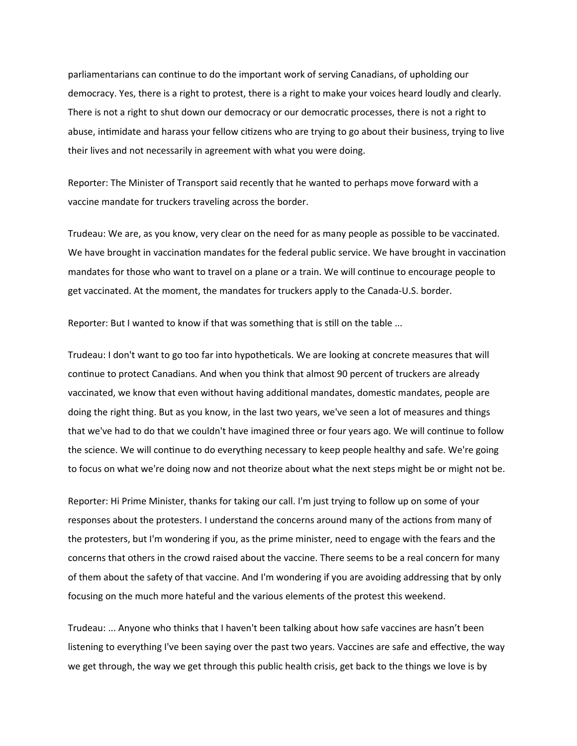parliamentarians can continue to do the important work of serving Canadians, of upholding our democracy. Yes, there is a right to protest, there is a right to make your voices heard loudly and clearly. There is not a right to shut down our democracy or our democratic processes, there is not a right to abuse, intimidate and harass your fellow citizens who are trying to go about their business, trying to live their lives and not necessarily in agreement with what you were doing.

Reporter: The Minister of Transport said recently that he wanted to perhaps move forward with a vaccine mandate for truckers traveling across the border.

Trudeau: We are, as you know, very clear on the need for as many people as possible to be vaccinated. We have brought in vaccination mandates for the federal public service. We have brought in vaccination mandates for those who want to travel on a plane or a train. We will continue to encourage people to get vaccinated. At the moment, the mandates for truckers apply to the Canada-U.S. border.

Reporter: But I wanted to know if that was something that is still on the table ...

Trudeau: I don't want to go too far into hypotheticals. We are looking at concrete measures that will continue to protect Canadians. And when you think that almost 90 percent of truckers are already vaccinated, we know that even without having additional mandates, domestic mandates, people are doing the right thing. But as you know, in the last two years, we've seen a lot of measures and things that we've had to do that we couldn't have imagined three or four years ago. We will continue to follow the science. We will continue to do everything necessary to keep people healthy and safe. We're going to focus on what we're doing now and not theorize about what the next steps might be or might not be.

Reporter: Hi Prime Minister, thanks for taking our call. I'm just trying to follow up on some of your responses about the protesters. I understand the concerns around many of the actions from many of the protesters, but I'm wondering if you, as the prime minister, need to engage with the fears and the concerns that others in the crowd raised about the vaccine. There seems to be a real concern for many of them about the safety of that vaccine. And I'm wondering if you are avoiding addressing that by only focusing on the much more hateful and the various elements of the protest this weekend.

Trudeau: ... Anyone who thinks that I haven't been talking about how safe vaccines are hasn't been listening to everything I've been saying over the past two years. Vaccines are safe and effective, the way we get through, the way we get through this public health crisis, get back to the things we love is by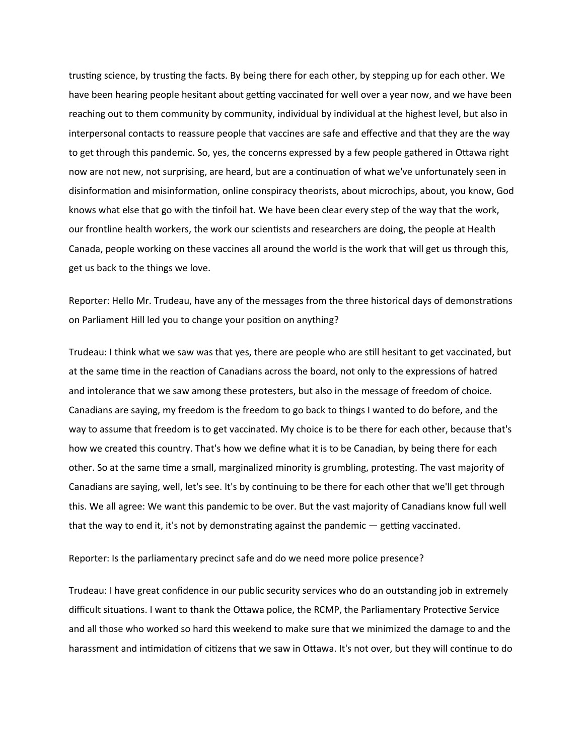trusting science, by trusting the facts. By being there for each other, by stepping up for each other. We have been hearing people hesitant about getting vaccinated for well over a year now, and we have been reaching out to them community by community, individual by individual at the highest level, but also in interpersonal contacts to reassure people that vaccines are safe and effective and that they are the way to get through this pandemic. So, yes, the concerns expressed by a few people gathered in Ottawa right now are not new, not surprising, are heard, but are a continuation of what we've unfortunately seen in disinformation and misinformation, online conspiracy theorists, about microchips, about, you know, God knows what else that go with the tinfoil hat. We have been clear every step of the way that the work, our frontline health workers, the work our scientists and researchers are doing, the people at Health Canada, people working on these vaccines all around the world is the work that will get us through this, get us back to the things we love.

Reporter: Hello Mr. Trudeau, have any of the messages from the three historical days of demonstrations on Parliament Hill led you to change your position on anything?

Trudeau: I think what we saw was that yes, there are people who are still hesitant to get vaccinated, but at the same time in the reaction of Canadians across the board, not only to the expressions of hatred and intolerance that we saw among these protesters, but also in the message of freedom of choice. Canadians are saying, my freedom is the freedom to go back to things I wanted to do before, and the way to assume that freedom is to get vaccinated. My choice is to be there for each other, because that's how we created this country. That's how we define what it is to be Canadian, by being there for each other. So at the same time a small, marginalized minority is grumbling, protesting. The vast majority of Canadians are saying, well, let's see. It's by continuing to be there for each other that we'll get through this. We all agree: We want this pandemic to be over. But the vast majority of Canadians know full well that the way to end it, it's not by demonstrating against the pandemic — getting vaccinated.

Reporter: Is the parliamentary precinct safe and do we need more police presence?

Trudeau: I have great confidence in our public security services who do an outstanding job in extremely difficult situations. I want to thank the Ottawa police, the RCMP, the Parliamentary Protective Service and all those who worked so hard this weekend to make sure that we minimized the damage to and the harassment and intimidation of citizens that we saw in Ottawa. It's not over, but they will continue to do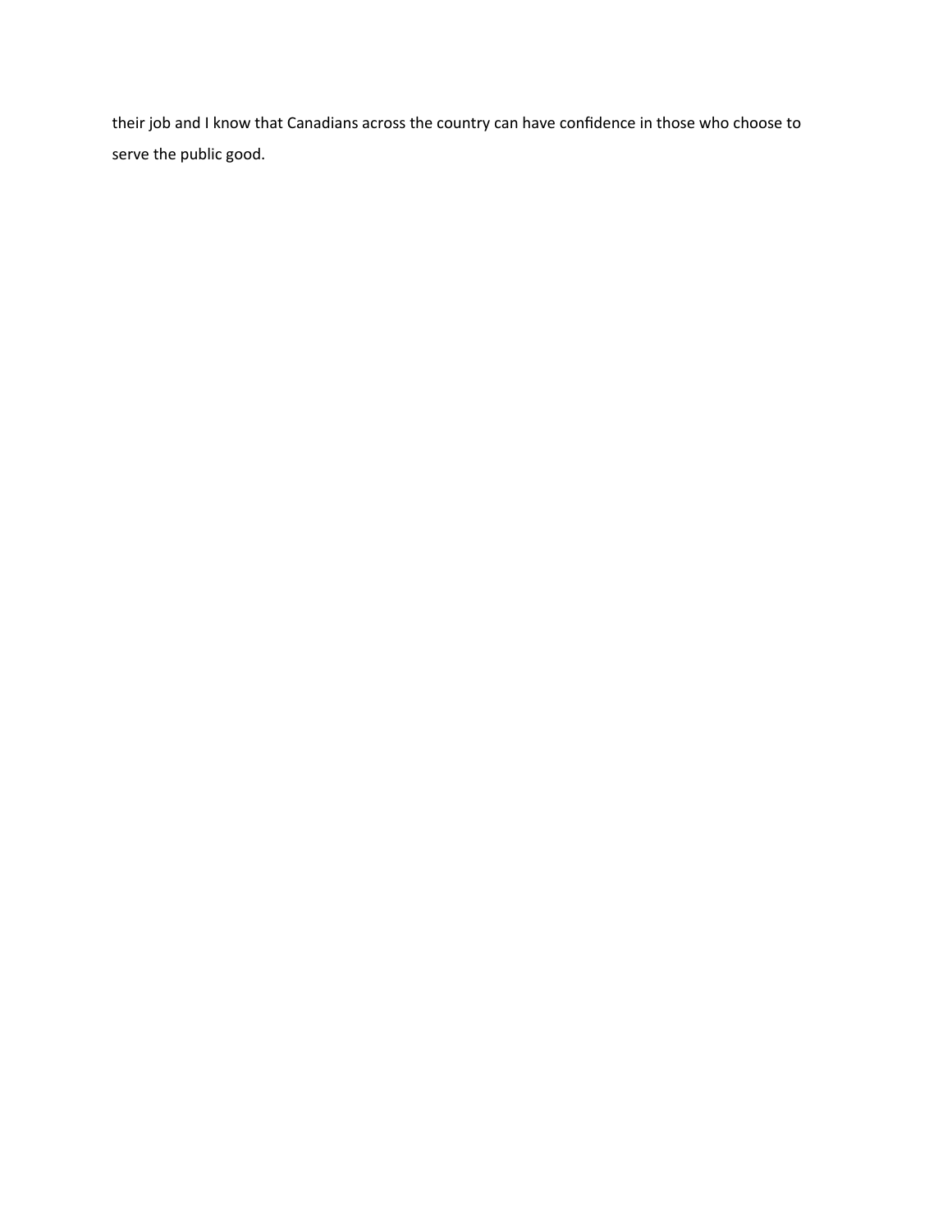their job and I know that Canadians across the country can have confidence in those who choose to serve the public good.